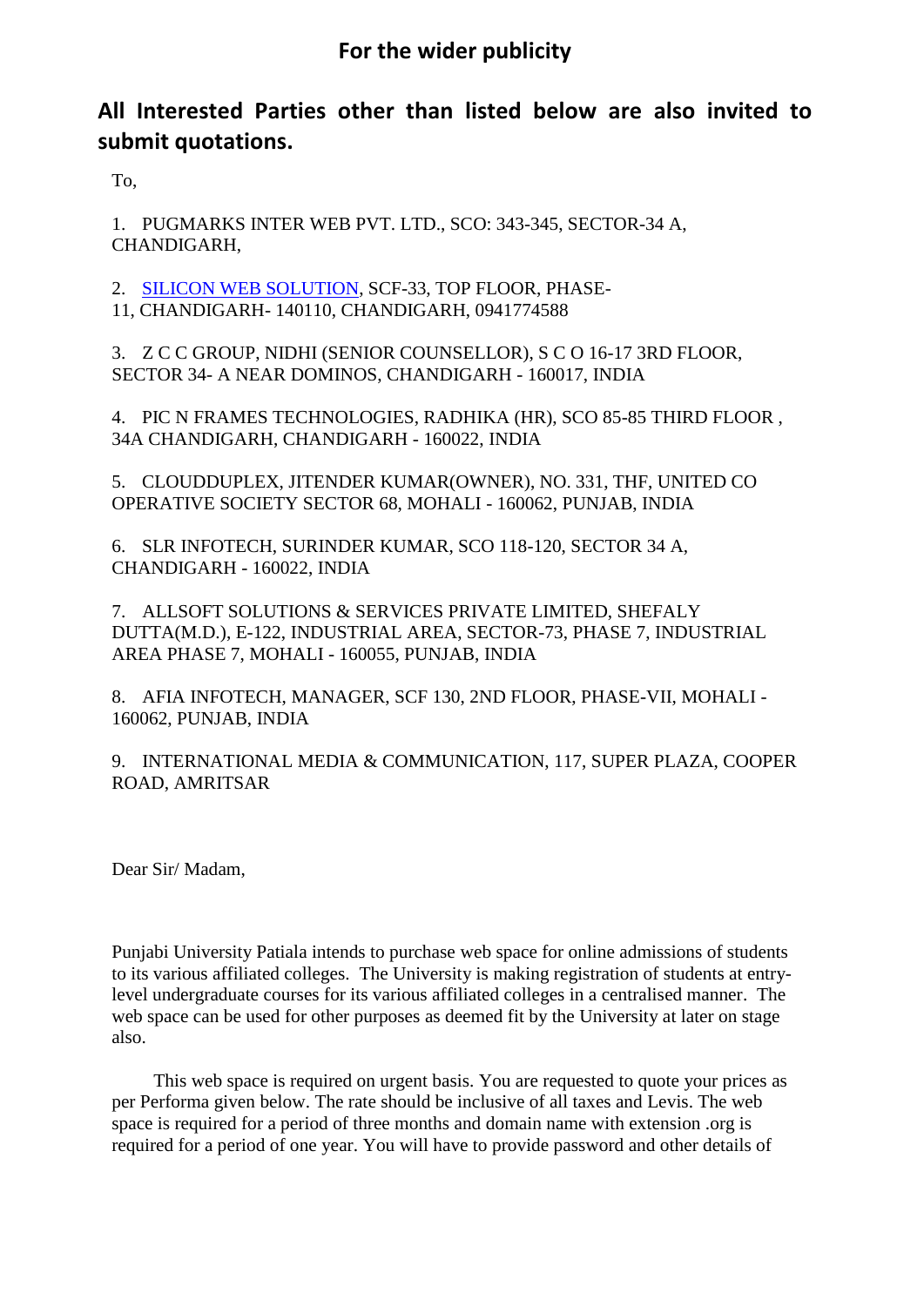## For the wider publicity

## All Interested Parties other than listed below are also invited to submit quotations.

To,

1. PUGMARKS INTER WEB PVT. LTD., SCO: 343-345, SECTOR-34 A, CHANDIGARH,

2. SILICON WEB SOLUTION, SCF-33, TOP FLOOR, PHASE-11, CHANDIGARH- 140110, CHANDIGARH, 0941774588

3. Z C C GROUP, NIDHI (SENIOR COUNSELLOR), S C O 16-17 3RD FLOOR, SECTOR 34- A NEAR DOMINOS, CHANDIGARH - 160017, INDIA

4. PIC N FRAMES TECHNOLOGIES, RADHIKA (HR), SCO 85-85 THIRD FLOOR , 34A CHANDIGARH, CHANDIGARH - 160022, INDIA

5. CLOUDDUPLEX, JITENDER KUMAR(OWNER), NO. 331, THF, UNITED CO OPERATIVE SOCIETY SECTOR 68, MOHALI - 160062, PUNJAB, INDIA

6. SLR INFOTECH, SURINDER KUMAR, SCO 118-120, SECTOR 34 A, CHANDIGARH - 160022, INDIA

7. ALLSOFT SOLUTIONS & SERVICES PRIVATE LIMITED, SHEFALY DUTTA(M.D.), E-122, INDUSTRIAL AREA, SECTOR-73, PHASE 7, INDUSTRIAL AREA PHASE 7, MOHALI - 160055, PUNJAB, INDIA

8. AFIA INFOTECH, MANAGER, SCF 130, 2ND FLOOR, PHASE-VII, MOHALI - 160062, PUNJAB, INDIA

9. INTERNATIONAL MEDIA & COMMUNICATION, 117, SUPER PLAZA, COOPER ROAD, AMRITSAR

Dear Sir/ Madam,

Punjabi University Patiala intends to purchase web space for online admissions of students to its various affiliated colleges. The University is making registration of students at entry-level undergraduate courses for its various affiliated colleges in a centralised manner. The web space can be used for other purposes as deemed fit by the University at later on stage also.

This web space is required on urgent basis. You are requested to quote your prices as per Performa given below. The rate should be inclusive of all taxes and Levis. The web space is required for a period of three months and domain name with extension .org is required for a period of one year. You will have to provide password and other details of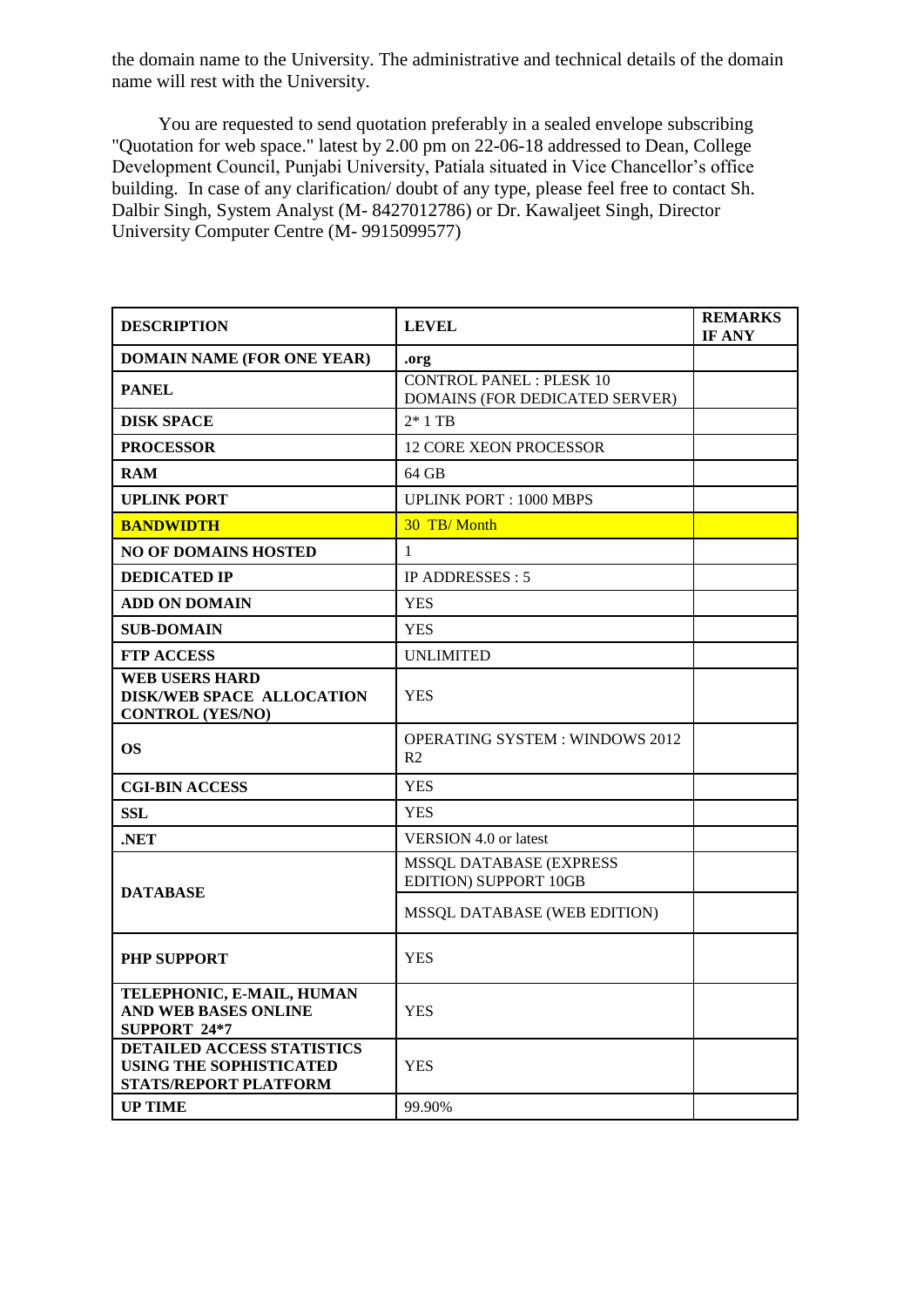the domain name to the University. The administrative and technical details of the domain name will rest with the University.

You are requested to send quotation preferably in a sealed envelope subscribing "Quotation for web space." latest by 2.00 pm on 22-06-18 addressed to Dean, College Development Council, Punjabi University, Patiala situated in Vice Chancellor's office building. In case of any clarification/ doubt of any type, please feel free to contact Sh. Dalbir Singh, System Analyst (M- 8427012786) or Dr. Kawaljeet Singh, Director University Computer Centre (M- 9915099577)

| DESCRIPTION | LEVEL | REMARKS IF ANY |
|---|---|---|
| **DOMAIN NAME (FOR ONE YEAR)** | **.org** | |
| **PANEL** | CONTROL PANEL : PLESK 10 DOMAINS (FOR DEDICATED SERVER) | |
| **DISK SPACE** | 2* 1 TB | |
| **PROCESSOR** | 12 CORE XEON PROCESSOR | |
| **RAM** | 64 GB | |
| **UPLINK PORT** | UPLINK PORT : 1000 MBPS | |
| **BANDWIDTH** | 30 TB/ Month | |
| **NO OF DOMAINS HOSTED** | 1 | |
| **DEDICATED IP** | IP ADDRESSES : 5 | |
| **ADD ON DOMAIN** | YES | |
| **SUB-DOMAIN** | YES | |
| **FTP ACCESS** | UNLIMITED | |
| **WEB USERS HARD DISK/WEB SPACE ALLOCATION CONTROL (YES/NO)** | YES | |
| **OS** | OPERATING SYSTEM : WINDOWS 2012 R2 | |
| **CGI-BIN ACCESS** | YES | |
| **SSL** | YES | |
| **.NET** | VERSION 4.0 or latest | |
| **DATABASE** | MSSQL DATABASE (EXPRESS EDITION) SUPPORT 10GB | |
| | MSSQL DATABASE (WEB EDITION) | |
| **PHP SUPPORT** | YES | |
| **TELEPHONIC, E-MAIL, HUMAN AND WEB BASES ONLINE SUPPORT 24*7** | YES | |
| **DETAILED ACCESS STATISTICS USING THE SOPHISTICATED STATS/REPORT PLATFORM** | YES | |
| **UP TIME** | 99.90% | |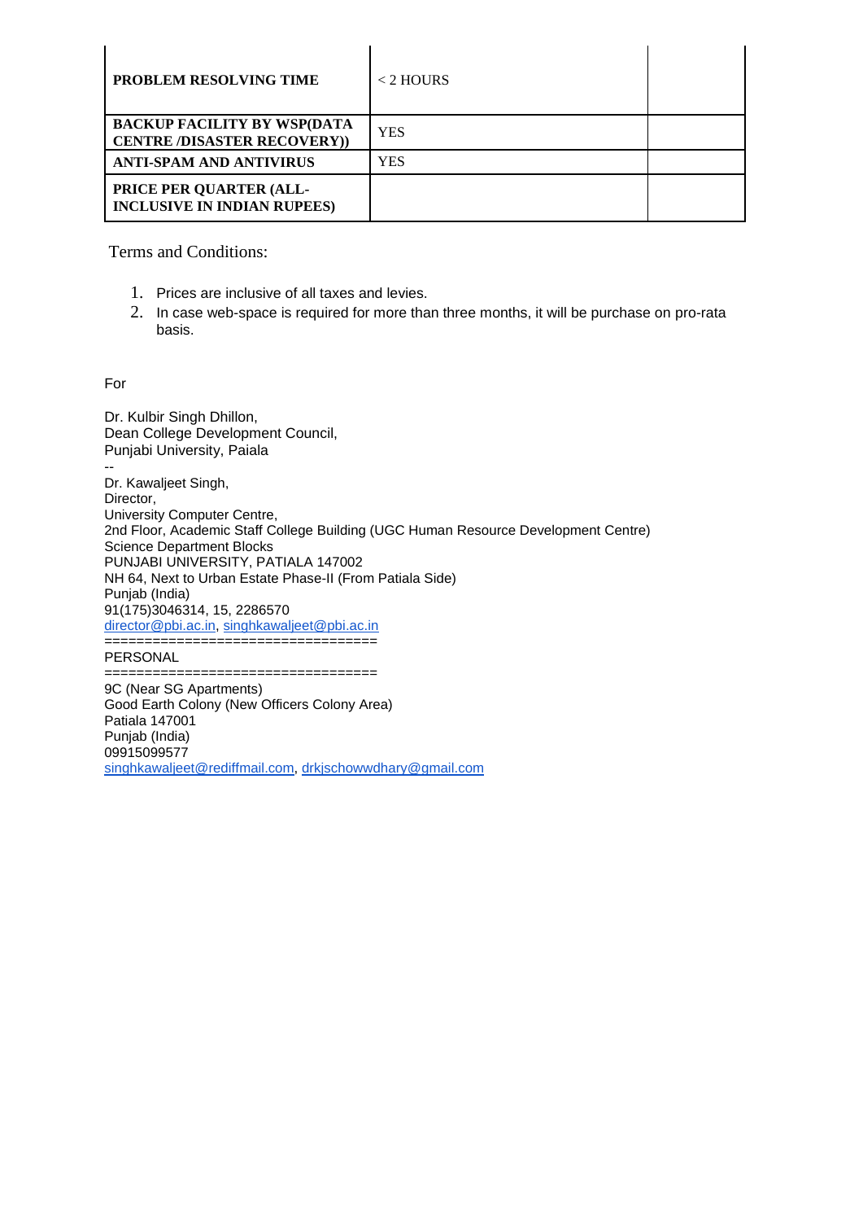| | | |
|---|---|---|
| **PROBLEM RESOLVING TIME** | < 2 HOURS | |
| **BACKUP FACILITY BY WSP(DATA CENTRE /DISASTER RECOVERY))** | YES | |
| **ANTI-SPAM AND ANTIVIRUS** | YES | |
| **PRICE PER QUARTER (ALL-INCLUSIVE IN INDIAN RUPEES)** | | |

Terms and Conditions:

1. Prices are inclusive of all taxes and levies.
2. In case web-space is required for more than three months, it will be purchase on pro-rata basis.

For

Dr. Kulbir Singh Dhillon,
Dean College Development Council,
Punjabi University, Paiala

--
Dr. Kawaljeet Singh,
Director,
University Computer Centre,
2nd Floor, Academic Staff College Building (UGC Human Resource Development Centre)
Science Department Blocks
PUNJABI UNIVERSITY, PATIALA 147002
NH 64, Next to Urban Estate Phase-II (From Patiala Side)
Punjab (India)
91(175)3046314, 15, 2286570
director@pbi.ac.in, singhkawaljeet@pbi.ac.in
=================================
PERSONAL
=================================
9C (Near SG Apartments)
Good Earth Colony (New Officers Colony Area)
Patiala 147001
Punjab (India)
09915099577
singhkawaljeet@rediffmail.com, drkjschowwdhary@gmail.com